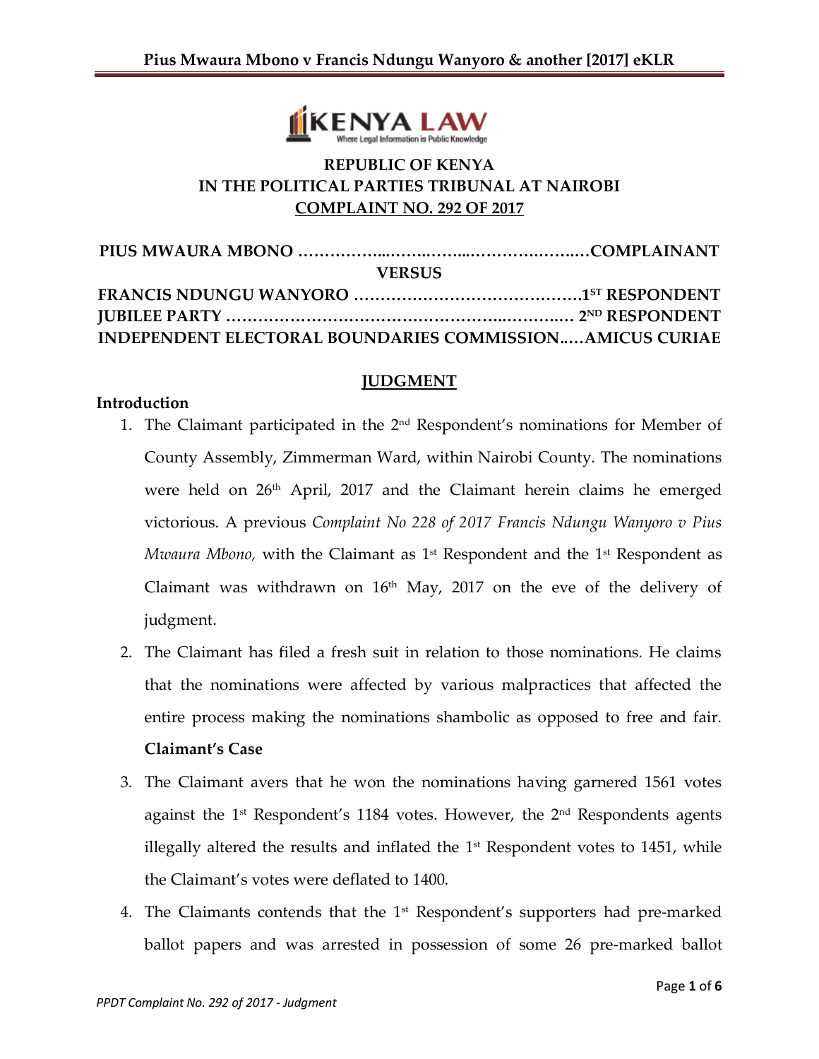REPUBLIC OF KENYA
IN THE POLITICAL PARTIES TRIBUNAL AT NAIROBI
**COMPLAINT NO. 292 OF 2017**

**PIUS MWAURA MBONO ………………………………………………COMPLAINANT**

**VERSUS**

**FRANCIS NDUNGU WANYORO …………………………………….1ST RESPONDENT**
**JUBILEE PARTY ……………………………………………………… 2ND RESPONDENT**
**INDEPENDENT ELECTORAL BOUNDARIES COMMISSION.….AMICUS CURIAE**

## JUDGMENT

### Introduction

1. The Claimant participated in the 2nd Respondent's nominations for Member of County Assembly, Zimmerman Ward, within Nairobi County. The nominations were held on 26th April, 2017 and the Claimant herein claims he emerged victorious. A previous *Complaint No 228 of 2017 Francis Ndungu Wanyoro v Pius Mwaura Mbono,* with the Claimant as 1st Respondent and the 1st Respondent as Claimant was withdrawn on 16th May, 2017 on the eve of the delivery of judgment.

2. The Claimant has filed a fresh suit in relation to those nominations. He claims that the nominations were affected by various malpractices that affected the entire process making the nominations shambolic as opposed to free and fair.

   **Claimant's Case**

3. The Claimant avers that he won the nominations having garnered 1561 votes against the 1st Respondent's 1184 votes. However, the 2nd Respondents agents illegally altered the results and inflated the 1st Respondent votes to 1451, while the Claimant's votes were deflated to 1400.

4. The Claimants contends that the 1st Respondent's supporters had pre-marked ballot papers and was arrested in possession of some 26 pre-marked ballot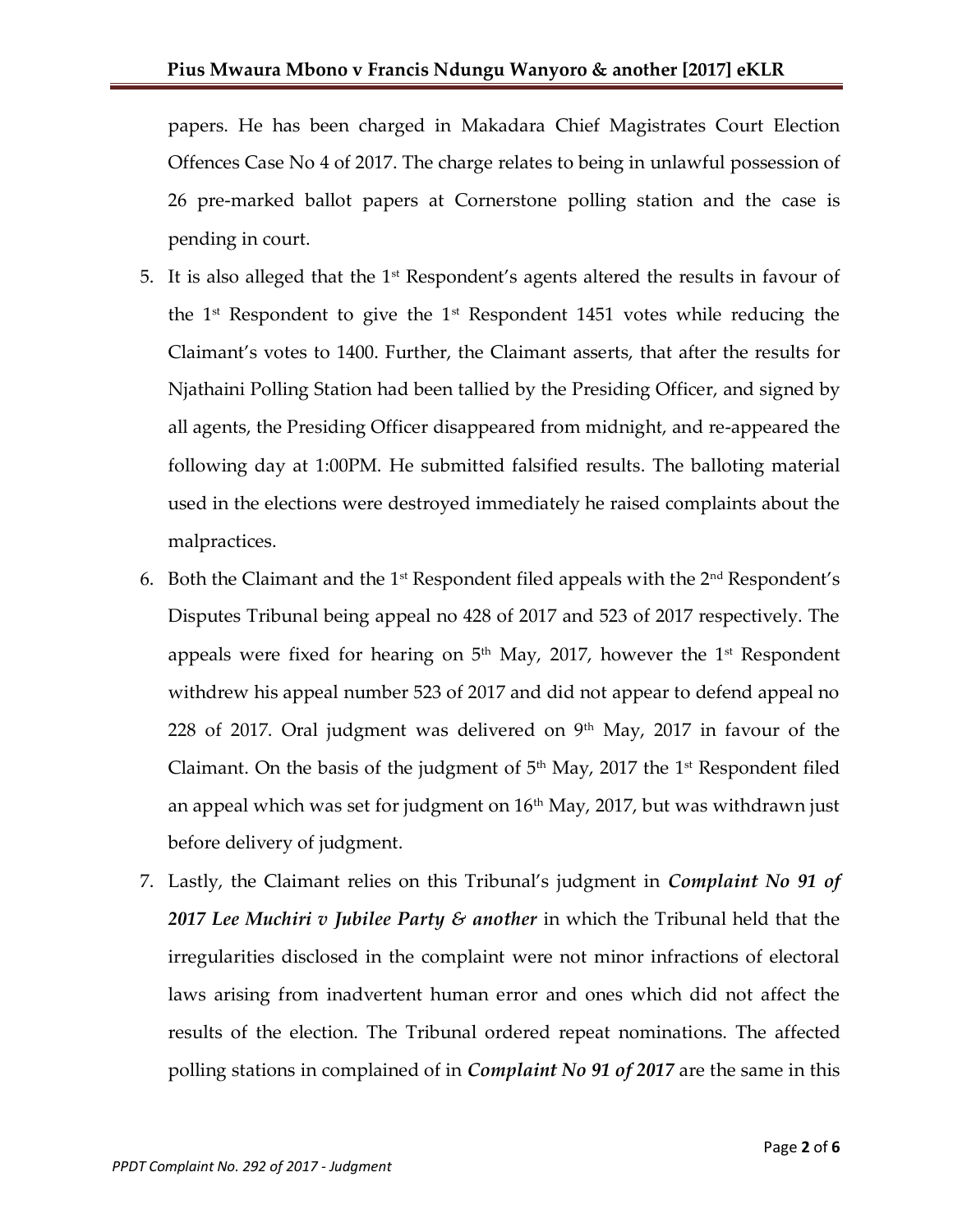papers. He has been charged in Makadara Chief Magistrates Court Election Offences Case No 4 of 2017. The charge relates to being in unlawful possession of 26 pre-marked ballot papers at Cornerstone polling station and the case is pending in court.

5. It is also alleged that the 1st Respondent's agents altered the results in favour of the 1st Respondent to give the 1st Respondent 1451 votes while reducing the Claimant's votes to 1400. Further, the Claimant asserts, that after the results for Njathaini Polling Station had been tallied by the Presiding Officer, and signed by all agents, the Presiding Officer disappeared from midnight, and re-appeared the following day at 1:00PM. He submitted falsified results. The balloting material used in the elections were destroyed immediately he raised complaints about the malpractices.
6. Both the Claimant and the 1st Respondent filed appeals with the 2nd Respondent's Disputes Tribunal being appeal no 428 of 2017 and 523 of 2017 respectively. The appeals were fixed for hearing on 5th May, 2017, however the 1st Respondent withdrew his appeal number 523 of 2017 and did not appear to defend appeal no 228 of 2017. Oral judgment was delivered on 9th May, 2017 in favour of the Claimant. On the basis of the judgment of 5th May, 2017 the 1st Respondent filed an appeal which was set for judgment on 16th May, 2017, but was withdrawn just before delivery of judgment.
7. Lastly, the Claimant relies on this Tribunal's judgment in ***Complaint No 91 of 2017 Lee Muchiri v Jubilee Party & another*** in which the Tribunal held that the irregularities disclosed in the complaint were not minor infractions of electoral laws arising from inadvertent human error and ones which did not affect the results of the election. The Tribunal ordered repeat nominations. The affected polling stations in complained of in ***Complaint No 91 of 2017*** are the same in this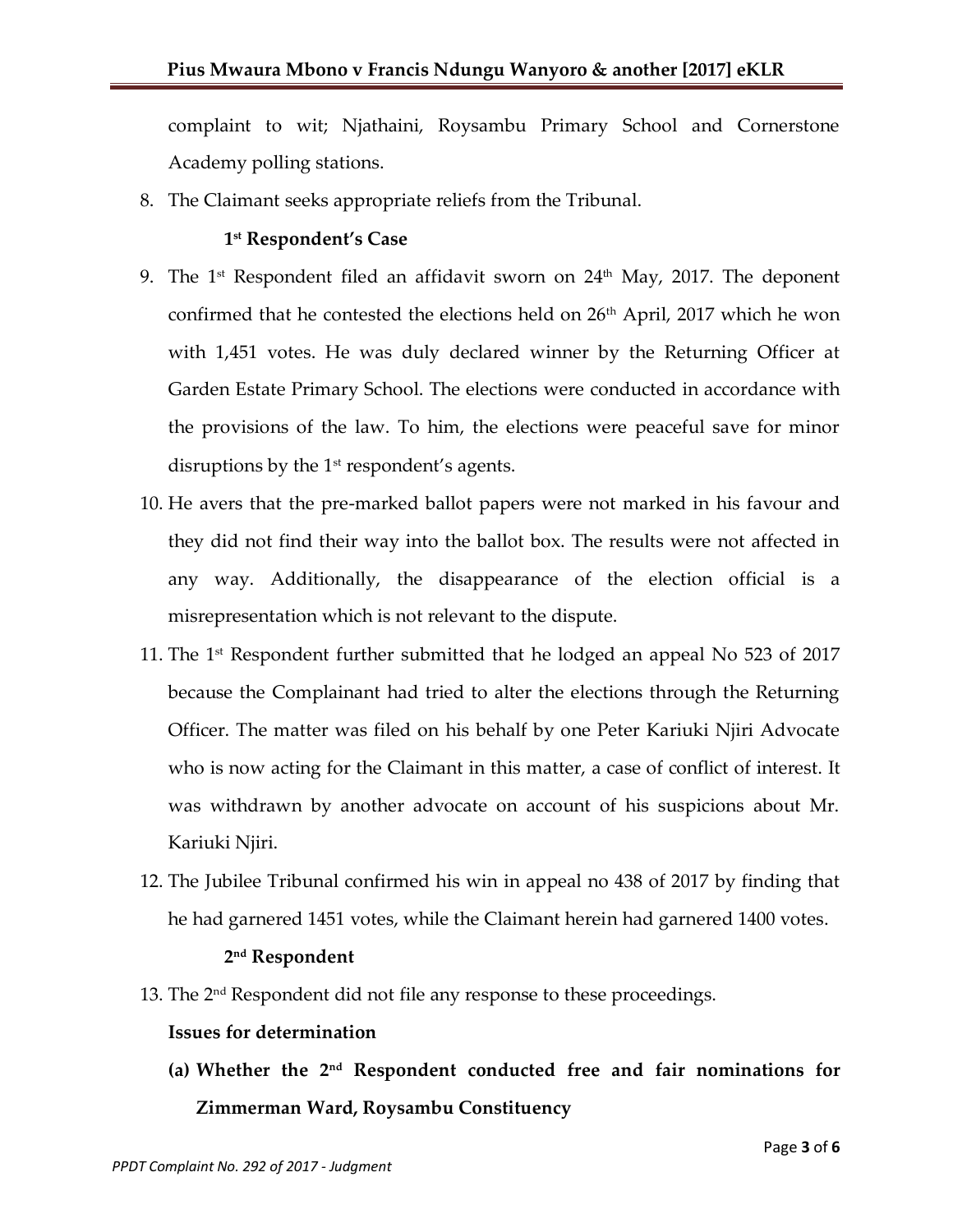complaint to wit; Njathaini, Roysambu Primary School and Cornerstone Academy polling stations.

8. The Claimant seeks appropriate reliefs from the Tribunal.

**1st Respondent's Case**

9. The 1st Respondent filed an affidavit sworn on 24th May, 2017. The deponent confirmed that he contested the elections held on 26th April, 2017 which he won with 1,451 votes. He was duly declared winner by the Returning Officer at Garden Estate Primary School. The elections were conducted in accordance with the provisions of the law. To him, the elections were peaceful save for minor disruptions by the 1st respondent's agents.

10. He avers that the pre-marked ballot papers were not marked in his favour and they did not find their way into the ballot box. The results were not affected in any way. Additionally, the disappearance of the election official is a misrepresentation which is not relevant to the dispute.

11. The 1st Respondent further submitted that he lodged an appeal No 523 of 2017 because the Complainant had tried to alter the elections through the Returning Officer. The matter was filed on his behalf by one Peter Kariuki Njiri Advocate who is now acting for the Claimant in this matter, a case of conflict of interest. It was withdrawn by another advocate on account of his suspicions about Mr. Kariuki Njiri.

12. The Jubilee Tribunal confirmed his win in appeal no 438 of 2017 by finding that he had garnered 1451 votes, while the Claimant herein had garnered 1400 votes.

**2nd Respondent**

13. The 2nd Respondent did not file any response to these proceedings.

**Issues for determination**

**(a) Whether the 2nd Respondent conducted free and fair nominations for Zimmerman Ward, Roysambu Constituency**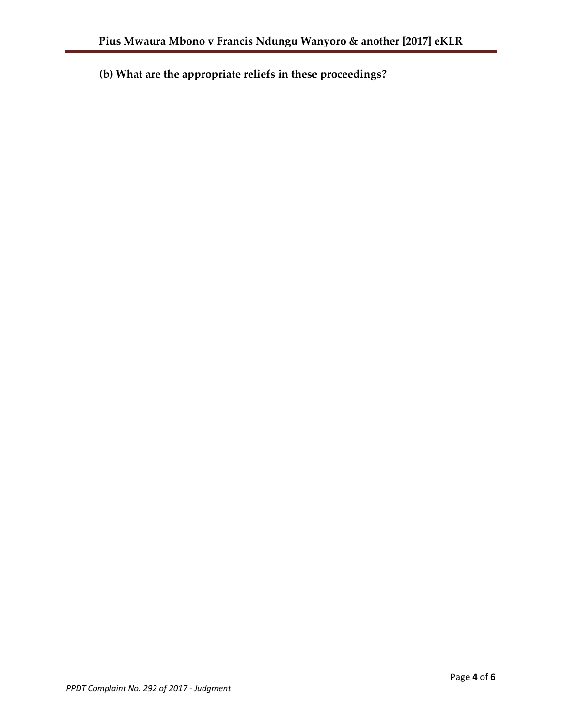**(b) What are the appropriate reliefs in these proceedings?**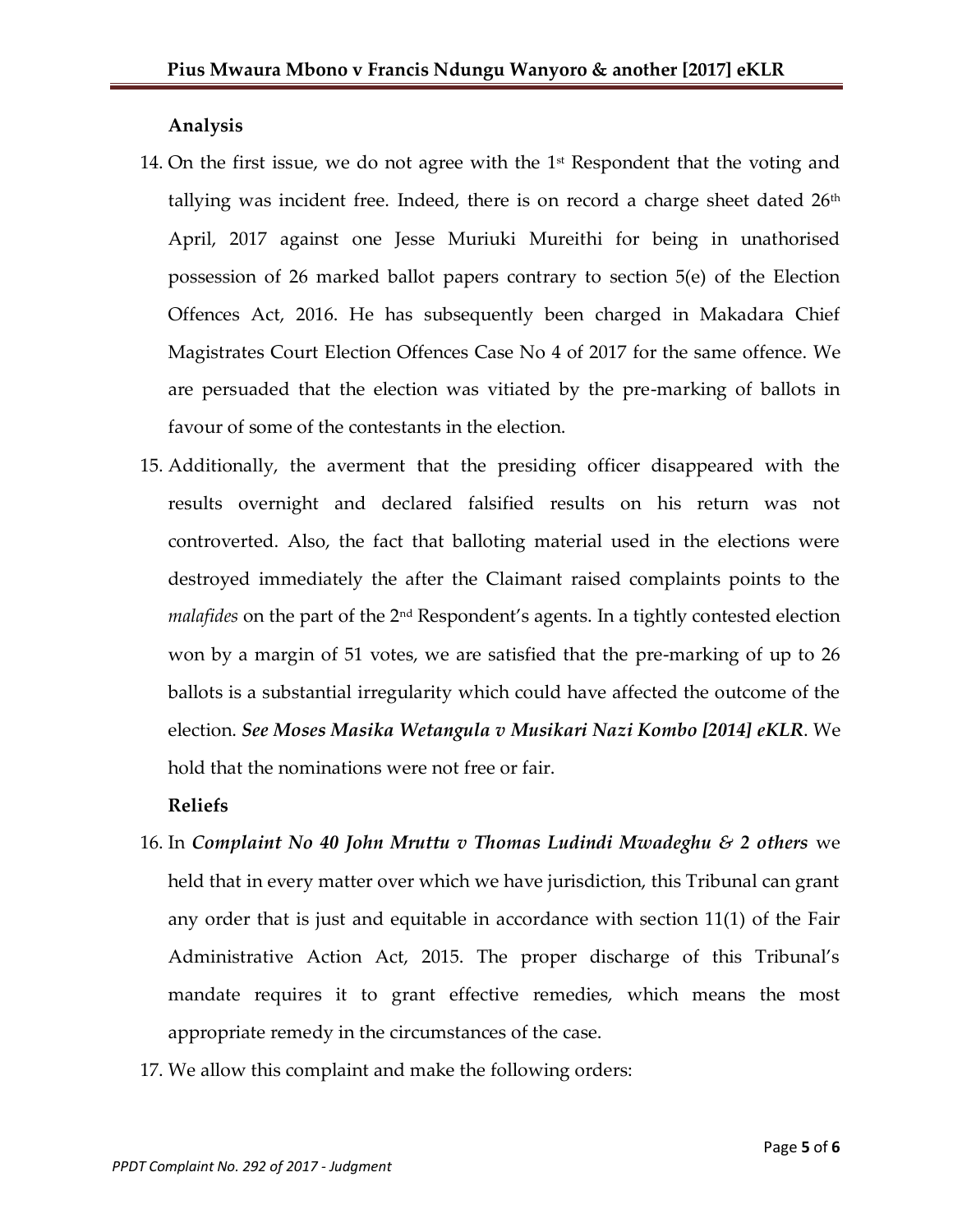**Analysis**

14. On the first issue, we do not agree with the 1st Respondent that the voting and tallying was incident free. Indeed, there is on record a charge sheet dated 26th April, 2017 against one Jesse Muriuki Mureithi for being in unathorised possession of 26 marked ballot papers contrary to section 5(e) of the Election Offences Act, 2016. He has subsequently been charged in Makadara Chief Magistrates Court Election Offences Case No 4 of 2017 for the same offence. We are persuaded that the election was vitiated by the pre-marking of ballots in favour of some of the contestants in the election.

15. Additionally, the averment that the presiding officer disappeared with the results overnight and declared falsified results on his return was not controverted. Also, the fact that balloting material used in the elections were destroyed immediately the after the Claimant raised complaints points to the *malafides* on the part of the 2nd Respondent's agents. In a tightly contested election won by a margin of 51 votes, we are satisfied that the pre-marking of up to 26 ballots is a substantial irregularity which could have affected the outcome of the election. ***See Moses Masika Wetangula v Musikari Nazi Kombo [2014] eKLR***. We hold that the nominations were not free or fair.

**Reliefs**

16. In ***Complaint No 40 John Mruttu v Thomas Ludindi Mwadeghu & 2 others*** we held that in every matter over which we have jurisdiction, this Tribunal can grant any order that is just and equitable in accordance with section 11(1) of the Fair Administrative Action Act, 2015. The proper discharge of this Tribunal's mandate requires it to grant effective remedies, which means the most appropriate remedy in the circumstances of the case.

17. We allow this complaint and make the following orders: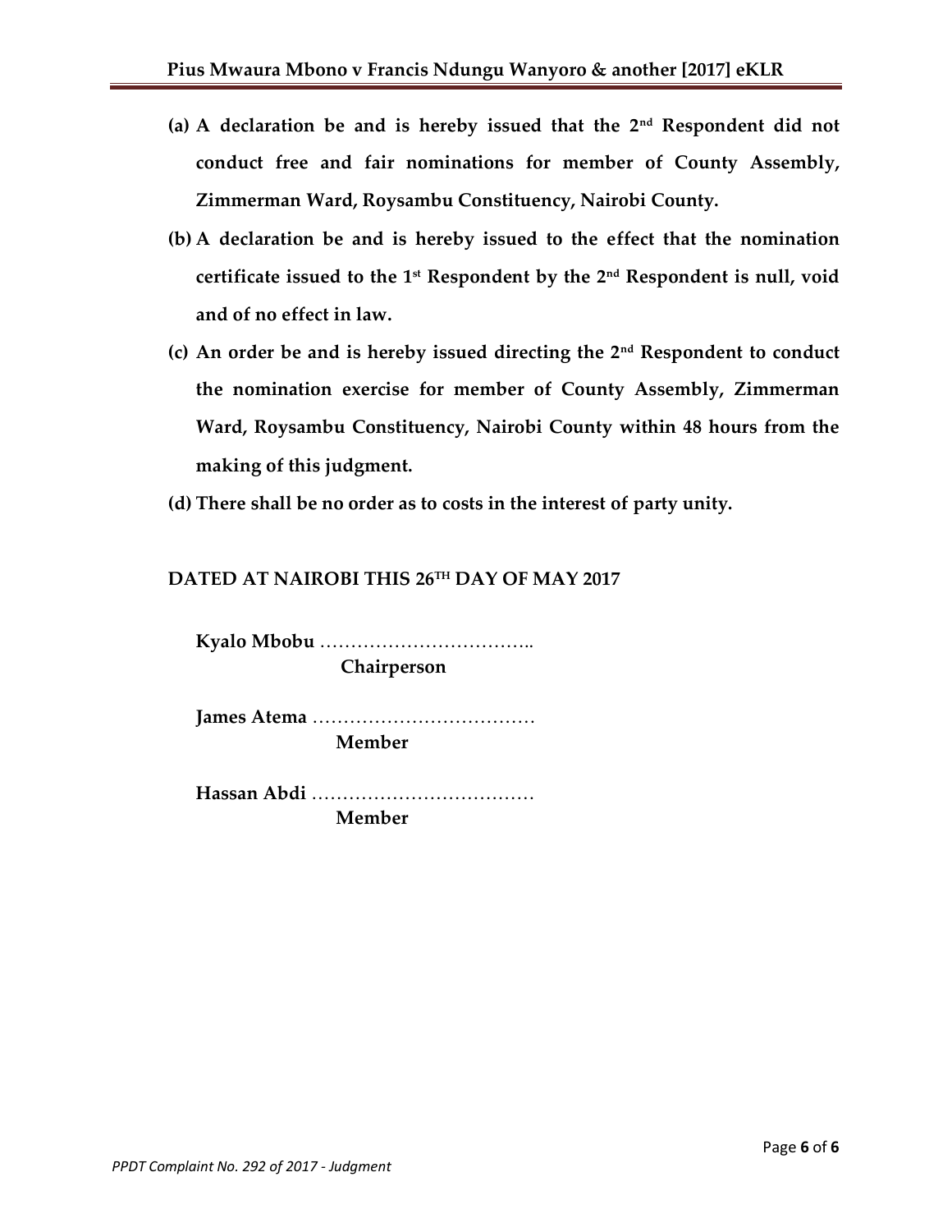**(a) A declaration be and is hereby issued that the 2nd Respondent did not conduct free and fair nominations for member of County Assembly, Zimmerman Ward, Roysambu Constituency, Nairobi County.**

**(b) A declaration be and is hereby issued to the effect that the nomination certificate issued to the 1st Respondent by the 2nd Respondent is null, void and of no effect in law.**

**(c) An order be and is hereby issued directing the 2nd Respondent to conduct the nomination exercise for member of County Assembly, Zimmerman Ward, Roysambu Constituency, Nairobi County within 48 hours from the making of this judgment.**

**(d) There shall be no order as to costs in the interest of party unity.**

**DATED AT NAIROBI THIS 26TH DAY OF MAY 2017**

**Kyalo Mbobu** ……………………………..
**Chairperson**

**James Atema** ………………………………
**Member**

**Hassan Abdi** ………………………………
**Member**